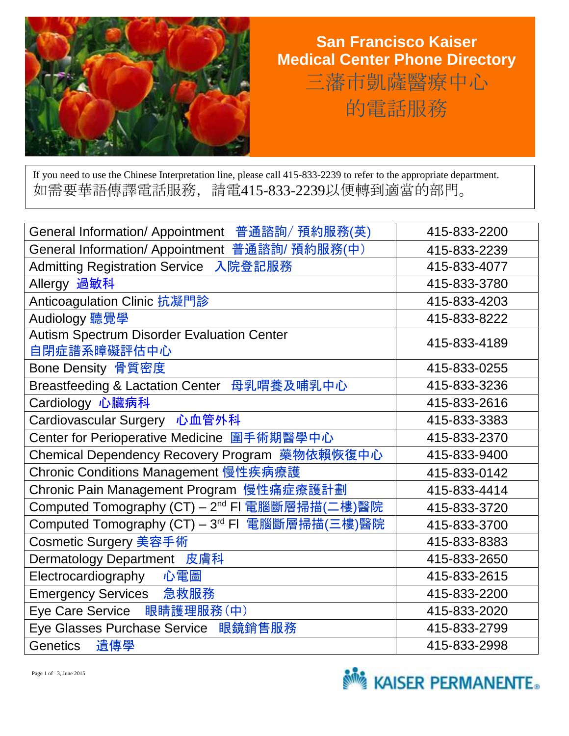# San Francisco Kaiser Medical Center Phone Directory

# 三藩市凱薩醫療中心的電話服務

If you need to use the Chinese Interpretation line, please call 415-833-2239 to refer to the appropriate department.
如需要華語傳譯電話服務，請電415-833-2239以便轉到適當的部門。

| Department | Phone |
|---|---|
| General Information/ Appointment 普通諮詢/ 預約服務(英) | 415-833-2200 |
| General Information/ Appointment 普通諮詢/ 預約服務(中) | 415-833-2239 |
| Admitting Registration Service 入院登記服務 | 415-833-4077 |
| Allergy 過敏科 | 415-833-3780 |
| Anticoagulation Clinic 抗凝門診 | 415-833-4203 |
| Audiology 聽覺學 | 415-833-8222 |
| Autism Spectrum Disorder Evaluation Center 自閉症譜系障礙評估中心 | 415-833-4189 |
| Bone Density 骨質密度 | 415-833-0255 |
| Breastfeeding & Lactation Center 母乳喟養及哺乳中心 | 415-833-3236 |
| Cardiology 心臟病科 | 415-833-2616 |
| Cardiovascular Surgery 心血管外科 | 415-833-3383 |
| Center for Perioperative Medicine 圍手術期醫學中心 | 415-833-2370 |
| Chemical Dependency Recovery Program 藥物依賴恢復中心 | 415-833-9400 |
| Chronic Conditions Management 慢性疾病療護 | 415-833-0142 |
| Chronic Pain Management Program 慢性痛症療護計劃 | 415-833-4414 |
| Computed Tomography (CT) – 2nd Fl 電腦斷層掃描(二樓)醫院 | 415-833-3720 |
| Computed Tomography (CT) – 3rd Fl 電腦斷層掃描(三樓)醫院 | 415-833-3700 |
| Cosmetic Surgery 美容手術 | 415-833-8383 |
| Dermatology Department 皮膚科 | 415-833-2650 |
| Electrocardiography 心電圖 | 415-833-2615 |
| Emergency Services 急救服務 | 415-833-2200 |
| Eye Care Service 眼睛護理服務(中) | 415-833-2020 |
| Eye Glasses Purchase Service 眼鏡銷售服務 | 415-833-2799 |
| Genetics 遺傳學 | 415-833-2998 |

June 2015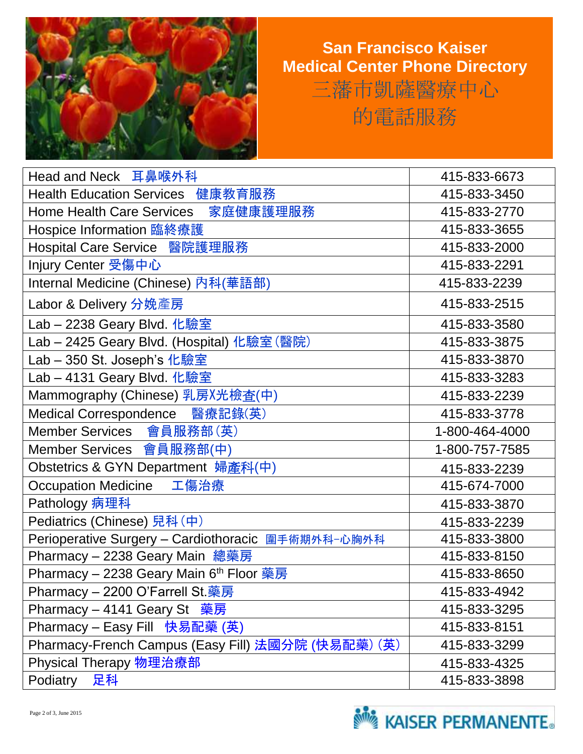## San Francisco Kaiser Medical Center Phone Directory

## 三藩市凱薩醫療中心的電話服務

| | |
|---|---|
| Head and Neck 耳鼻喉外科 | 415-833-6673 |
| Health Education Services 健康教育服務 | 415-833-3450 |
| Home Health Care Services 家庭健康護理服務 | 415-833-2770 |
| Hospice Information 臨終療護 | 415-833-3655 |
| Hospital Care Service 醫院護理服務 | 415-833-2000 |
| Injury Center 受傷中心 | 415-833-2291 |
| Internal Medicine (Chinese) 內科(華語部) | 415-833-2239 |
| Labor & Delivery 分娩產房 | 415-833-2515 |
| Lab – 2238 Geary Blvd. 化驗室 | 415-833-3580 |
| Lab – 2425 Geary Blvd. (Hospital) 化驗室 (醫院) | 415-833-3875 |
| Lab – 350 St. Joseph's 化驗室 | 415-833-3870 |
| Lab – 4131 Geary Blvd. 化驗室 | 415-833-3283 |
| Mammography (Chinese) 乳房X光檢查(中) | 415-833-2239 |
| Medical Correspondence 醫療記錄(英) | 415-833-3778 |
| Member Services 會員服務部 (英) | 1-800-464-4000 |
| Member Services 會員服務部(中) | 1-800-757-7585 |
| Obstetrics & GYN Department 婦產科(中) | 415-833-2239 |
| Occupation Medicine 工傷治療 | 415-674-7000 |
| Pathology 病理科 | 415-833-3870 |
| Pediatrics (Chinese) 兒科 (中) | 415-833-2239 |
| Perioperative Surgery – Cardiothoracic 圍手術期外科-心胸外科 | 415-833-3800 |
| Pharmacy – 2238 Geary Main 總藥房 | 415-833-8150 |
| Pharmacy – 2238 Geary Main 6th Floor 藥房 | 415-833-8650 |
| Pharmacy – 2200 O'Farrell St.藥房 | 415-833-4942 |
| Pharmacy – 4141 Geary St 藥房 | 415-833-3295 |
| Pharmacy – Easy Fill 快易配藥 (英) | 415-833-8151 |
| Pharmacy-French Campus (Easy Fill) 法國分院 (快易配藥) (英) | 415-833-3299 |
| Physical Therapy 物理治療部 | 415-833-4325 |
| Podiatry 足科 | 415-833-3898 |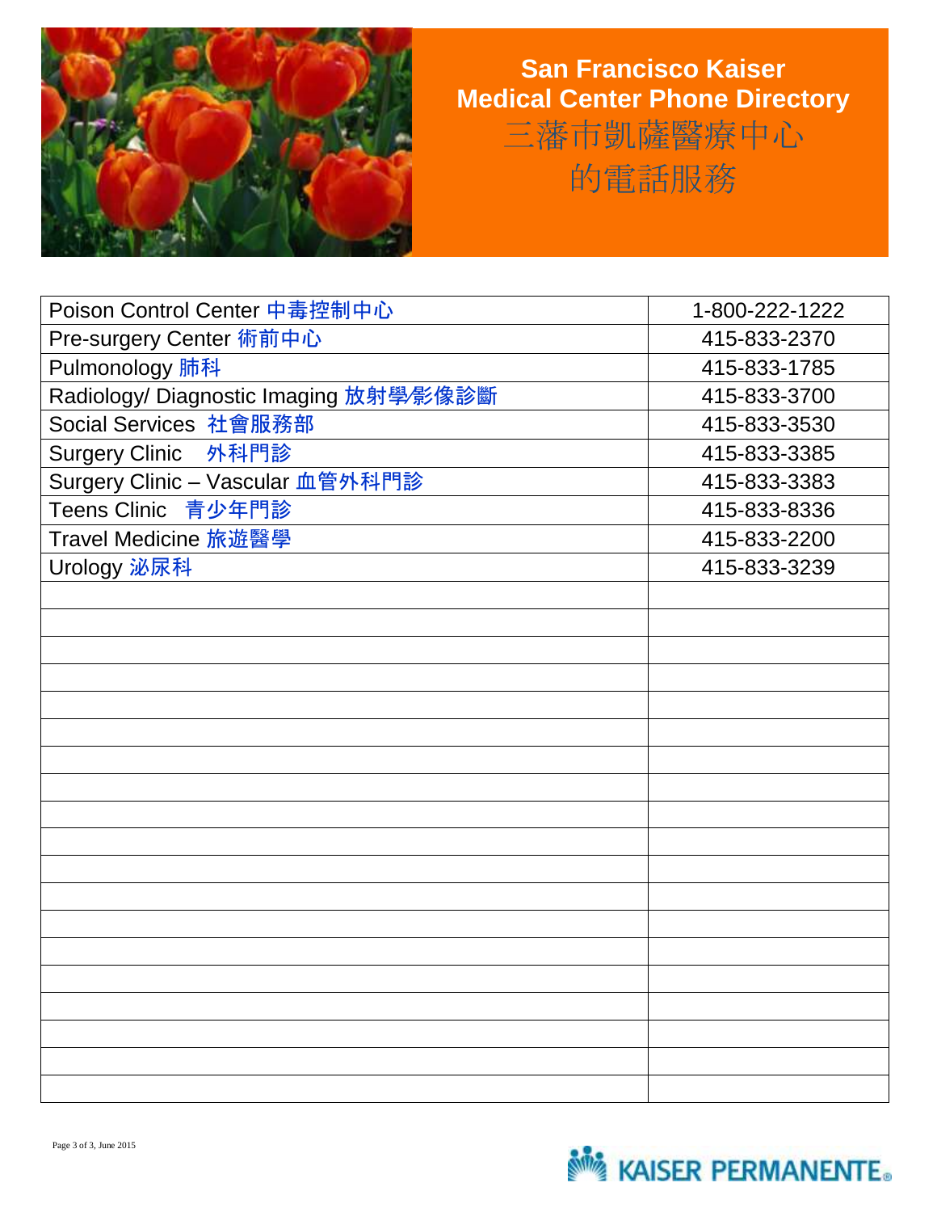# San Francisco Kaiser Medical Center Phone Directory
# 三藩市凱薩醫療中心的電話服務

| | |
|---|---|
| Poison Control Center 中毒控制中心 | 1-800-222-1222 |
| Pre-surgery Center 術前中心 | 415-833-2370 |
| Pulmonology 肺科 | 415-833-1785 |
| Radiology/ Diagnostic Imaging 放射學/影像診斷 | 415-833-3700 |
| Social Services 社會服務部 | 415-833-3530 |
| Surgery Clinic 外科門診 | 415-833-3385 |
| Surgery Clinic – Vascular 血管外科門診 | 415-833-3383 |
| Teens Clinic 青少年門診 | 415-833-8336 |
| Travel Medicine 旅遊醫學 | 415-833-2200 |
| Urology 泌尿科 | 415-833-3239 |
| | |
| | |
| | |
| | |
| | |
| | |
| | |
| | |
| | |
| | |
| | |
| | |
| | |
| | |
| | |
| | |
| | |
| | |
| | |

June 2015

KAISER PERMANENTE®